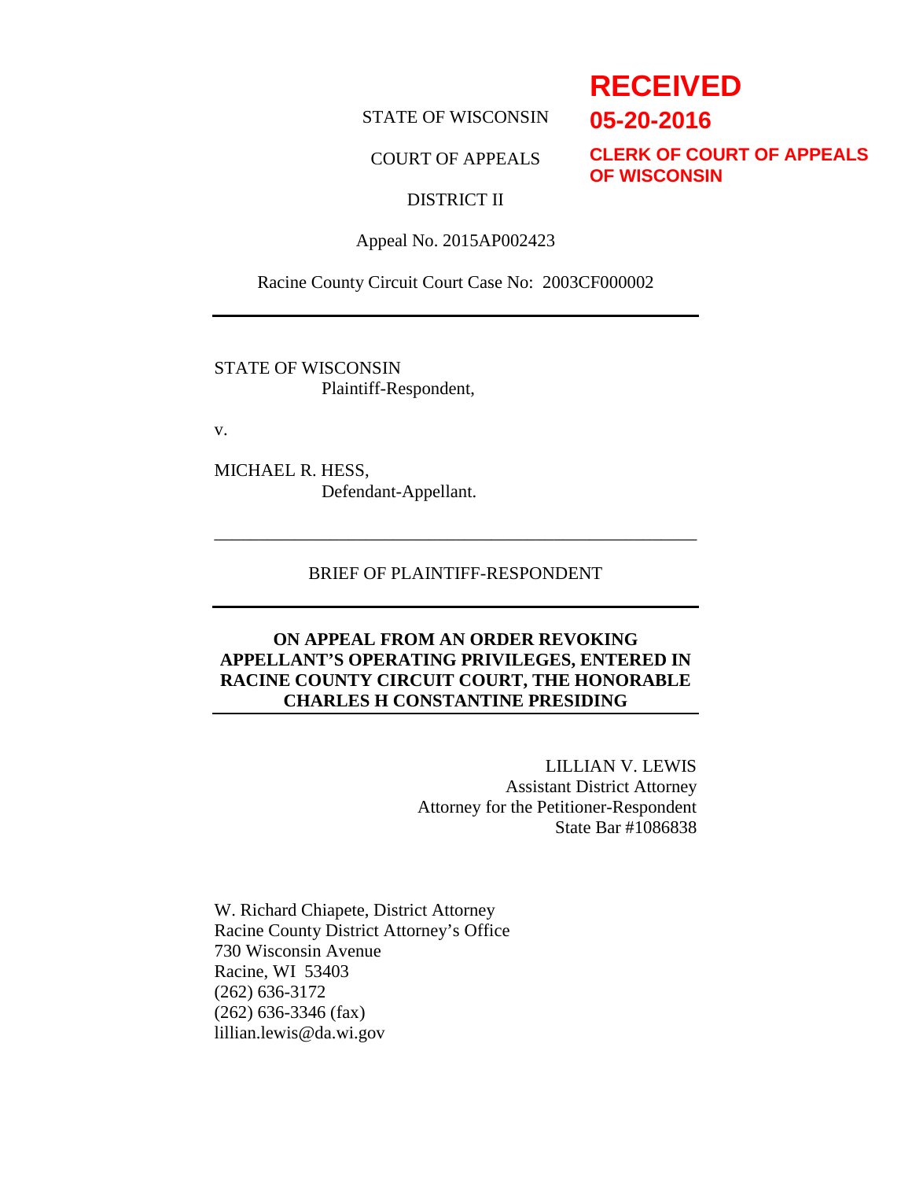**RECEIVED**

**05-20-2016**

**CLERK OF COURT OF APPEALS OF WISCONSIN**

STATE OF WISCONSIN

COURT OF APPEALS

DISTRICT II

Appeal No. 2015AP002423

Racine County Circuit Court Case No: 2003CF000002

---

STATE OF WISCONSIN
Plaintiff-Respondent,

v.

MICHAEL R. HESS,
Defendant-Appellant.

---

BRIEF OF PLAINTIFF-RESPONDENT

---

**ON APPEAL FROM AN ORDER REVOKING APPELLANT'S OPERATING PRIVILEGES, ENTERED IN RACINE COUNTY CIRCUIT COURT, THE HONORABLE CHARLES H CONSTANTINE PRESIDING**

---

LILLIAN V. LEWIS
Assistant District Attorney
Attorney for the Petitioner-Respondent
State Bar #1086838

W. Richard Chiapete, District Attorney
Racine County District Attorney's Office
730 Wisconsin Avenue
Racine, WI 53403
(262) 636-3172
(262) 636-3346 (fax)
lillian.lewis@da.wi.gov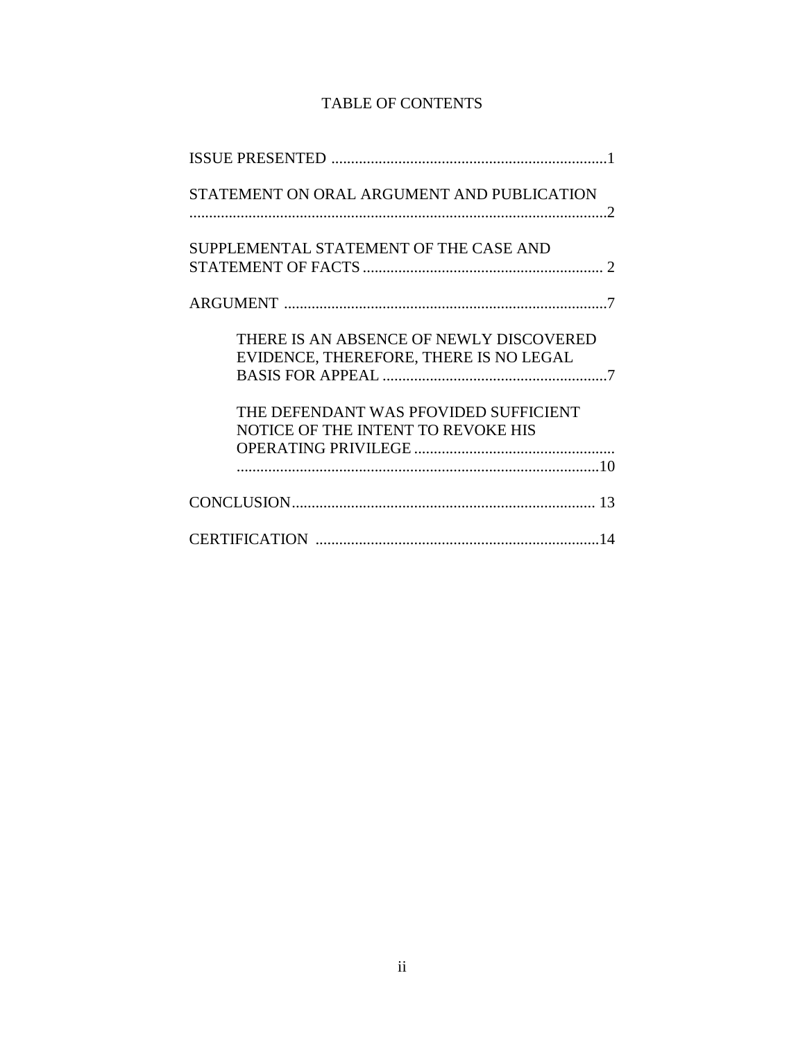# TABLE OF CONTENTS

ISSUE PRESENTED ....................................................................1

STATEMENT ON ORAL ARGUMENT AND PUBLICATION ........................................................................................................2

SUPPLEMENTAL STATEMENT OF THE CASE AND STATEMENT OF FACTS ............................................................ 2

ARGUMENT .................................................................................7

- THERE IS AN ABSENCE OF NEWLY DISCOVERED EVIDENCE, THEREFORE, THERE IS NO LEGAL BASIS FOR APPEAL .........................................................7

- THE DEFENDANT WAS PFOVIDED SUFFICIENT NOTICE OF THE INTENT TO REVOKE HIS OPERATING PRIVILEGE .............................................................................................................10

CONCLUSION............................................................................ 13

CERTIFICATION .......................................................................14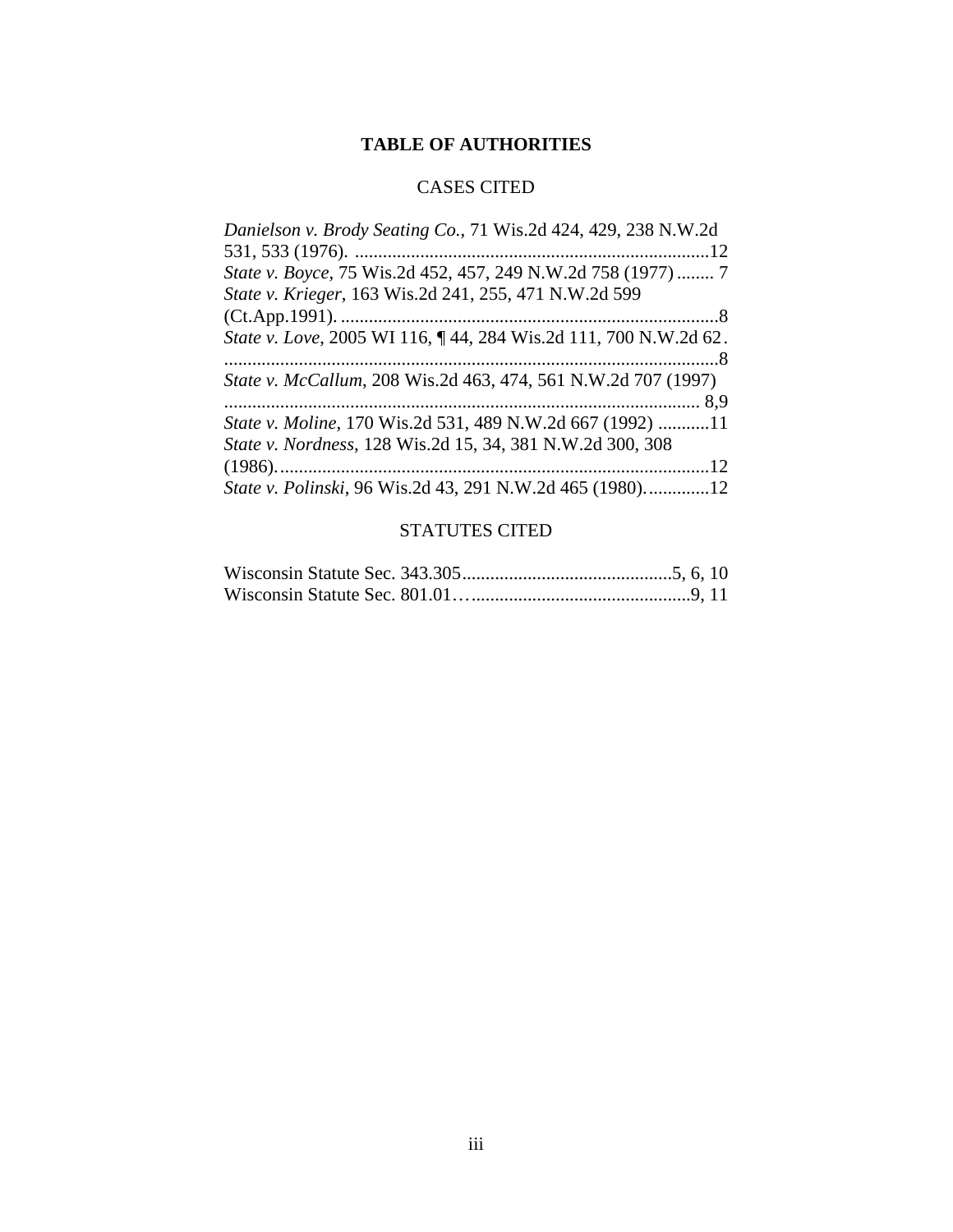# TABLE OF AUTHORITIES

## CASES CITED

*Danielson v. Brody Seating Co.*, 71 Wis.2d 424, 429, 238 N.W.2d 531, 533 (1976). ............................................................................12

*State v. Boyce*, 75 Wis.2d 452, 457, 249 N.W.2d 758 (1977) ........ 7

*State v. Krieger*, 163 Wis.2d 241, 255, 471 N.W.2d 599 (Ct.App.1991). ................................................................................8

*State v. Love*, 2005 WI 116, ¶ 44, 284 Wis.2d 111, 700 N.W.2d 62 . ..........................................................................................................8

*State v. McCallum*, 208 Wis.2d 463, 474, 561 N.W.2d 707 (1997) ..................................................................................................... 8,9

*State v. Moline*, 170 Wis.2d 531, 489 N.W.2d 667 (1992) ...........11

*State v. Nordness*, 128 Wis.2d 15, 34, 381 N.W.2d 300, 308 (1986). ............................................................................................12

*State v. Polinski*, 96 Wis.2d 43, 291 N.W.2d 465 (1980). .............12

## STATUTES CITED

Wisconsin Statute Sec. 343.305.............................................5, 6, 10

Wisconsin Statute Sec. 801.01…..............................................9, 11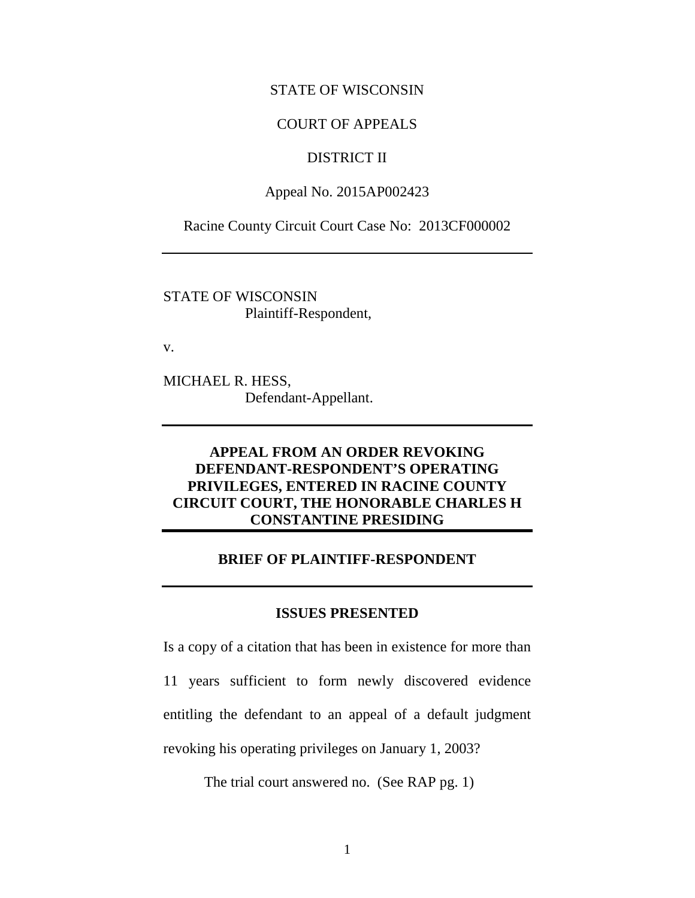STATE OF WISCONSIN

COURT OF APPEALS

DISTRICT II

Appeal No. 2015AP002423

Racine County Circuit Court Case No: 2013CF000002

---

STATE OF WISCONSIN
Plaintiff-Respondent,

v.

MICHAEL R. HESS,
Defendant-Appellant.

---

**APPEAL FROM AN ORDER REVOKING DEFENDANT-RESPONDENT'S OPERATING PRIVILEGES, ENTERED IN RACINE COUNTY CIRCUIT COURT, THE HONORABLE CHARLES H CONSTANTINE PRESIDING**

---

**BRIEF OF PLAINTIFF-RESPONDENT**

---

**ISSUES PRESENTED**

Is a copy of a citation that has been in existence for more than 11 years sufficient to form newly discovered evidence entitling the defendant to an appeal of a default judgment revoking his operating privileges on January 1, 2003?

The trial court answered no. (See RAP pg. 1)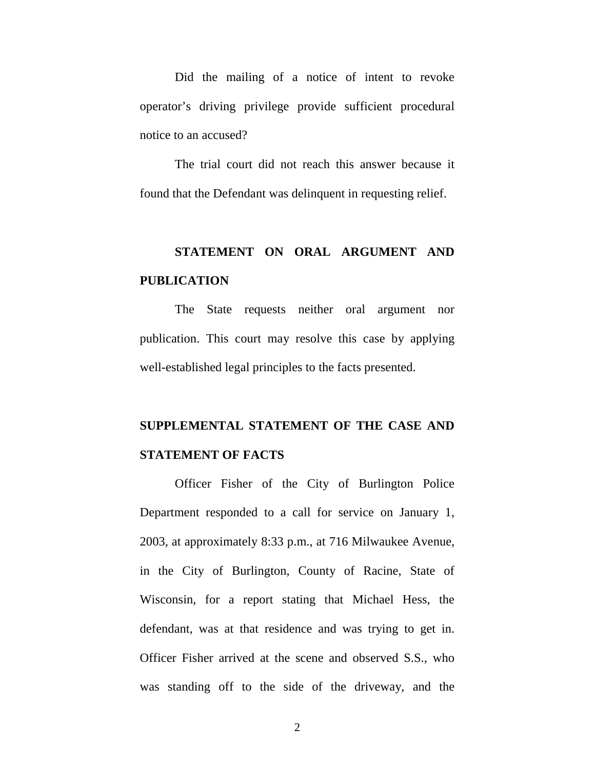Did the mailing of a notice of intent to revoke operator's driving privilege provide sufficient procedural notice to an accused?

The trial court did not reach this answer because it found that the Defendant was delinquent in requesting relief.

## STATEMENT ON ORAL ARGUMENT AND PUBLICATION

The State requests neither oral argument nor publication. This court may resolve this case by applying well-established legal principles to the facts presented.

## SUPPLEMENTAL STATEMENT OF THE CASE AND STATEMENT OF FACTS

Officer Fisher of the City of Burlington Police Department responded to a call for service on January 1, 2003, at approximately 8:33 p.m., at 716 Milwaukee Avenue, in the City of Burlington, County of Racine, State of Wisconsin, for a report stating that Michael Hess, the defendant, was at that residence and was trying to get in. Officer Fisher arrived at the scene and observed S.S., who was standing off to the side of the driveway, and the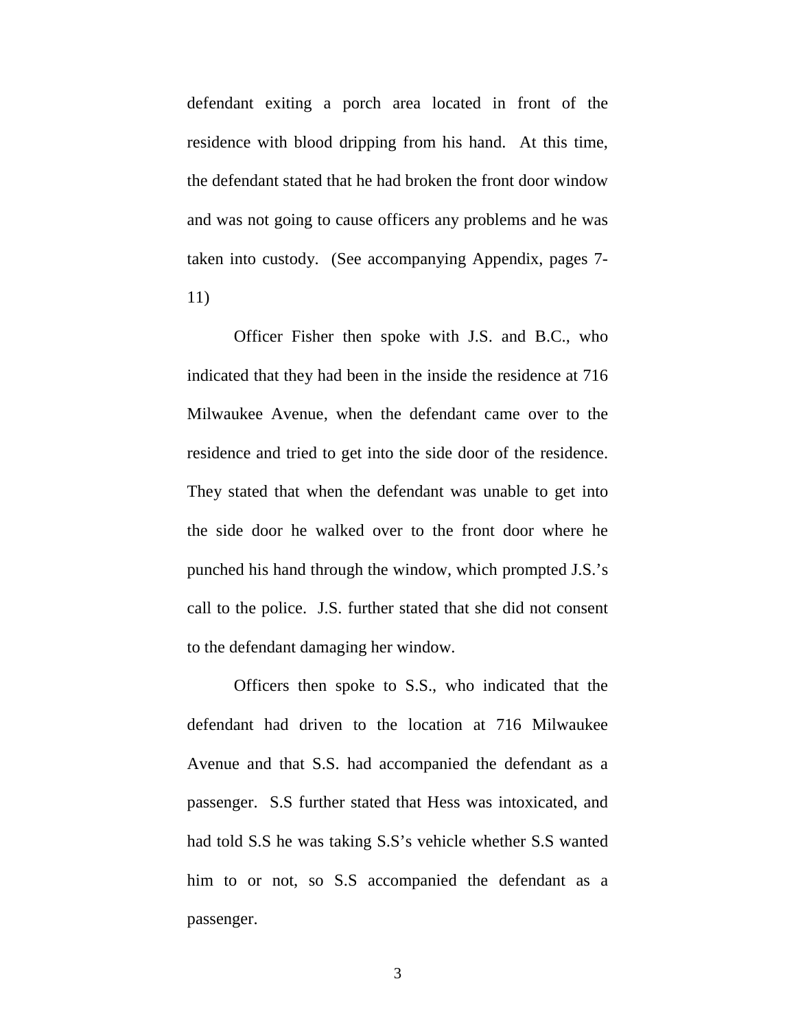defendant exiting a porch area located in front of the residence with blood dripping from his hand. At this time, the defendant stated that he had broken the front door window and was not going to cause officers any problems and he was taken into custody. (See accompanying Appendix, pages 7-11)

Officer Fisher then spoke with J.S. and B.C., who indicated that they had been in the inside the residence at 716 Milwaukee Avenue, when the defendant came over to the residence and tried to get into the side door of the residence. They stated that when the defendant was unable to get into the side door he walked over to the front door where he punched his hand through the window, which prompted J.S.'s call to the police. J.S. further stated that she did not consent to the defendant damaging her window.

Officers then spoke to S.S., who indicated that the defendant had driven to the location at 716 Milwaukee Avenue and that S.S. had accompanied the defendant as a passenger. S.S further stated that Hess was intoxicated, and had told S.S he was taking S.S's vehicle whether S.S wanted him to or not, so S.S accompanied the defendant as a passenger.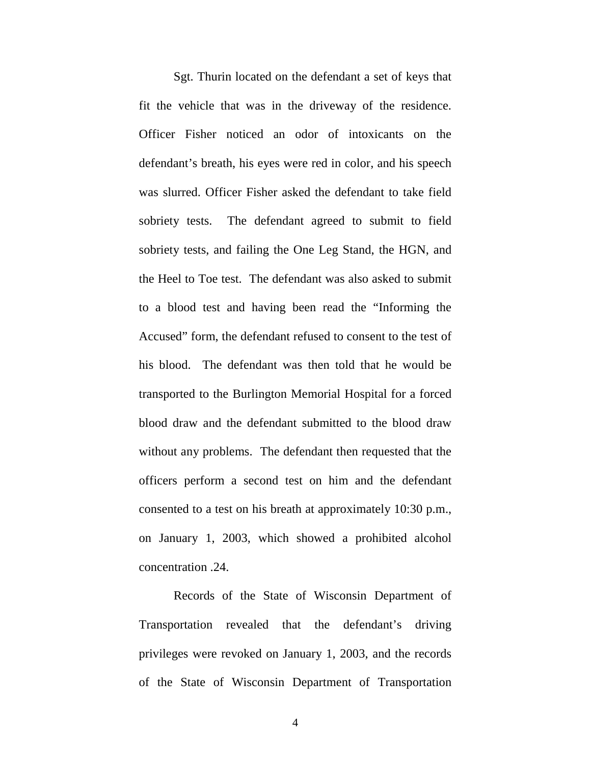Sgt. Thurin located on the defendant a set of keys that fit the vehicle that was in the driveway of the residence. Officer Fisher noticed an odor of intoxicants on the defendant's breath, his eyes were red in color, and his speech was slurred. Officer Fisher asked the defendant to take field sobriety tests. The defendant agreed to submit to field sobriety tests, and failing the One Leg Stand, the HGN, and the Heel to Toe test. The defendant was also asked to submit to a blood test and having been read the "Informing the Accused" form, the defendant refused to consent to the test of his blood. The defendant was then told that he would be transported to the Burlington Memorial Hospital for a forced blood draw and the defendant submitted to the blood draw without any problems. The defendant then requested that the officers perform a second test on him and the defendant consented to a test on his breath at approximately 10:30 p.m., on January 1, 2003, which showed a prohibited alcohol concentration .24.

Records of the State of Wisconsin Department of Transportation revealed that the defendant's driving privileges were revoked on January 1, 2003, and the records of the State of Wisconsin Department of Transportation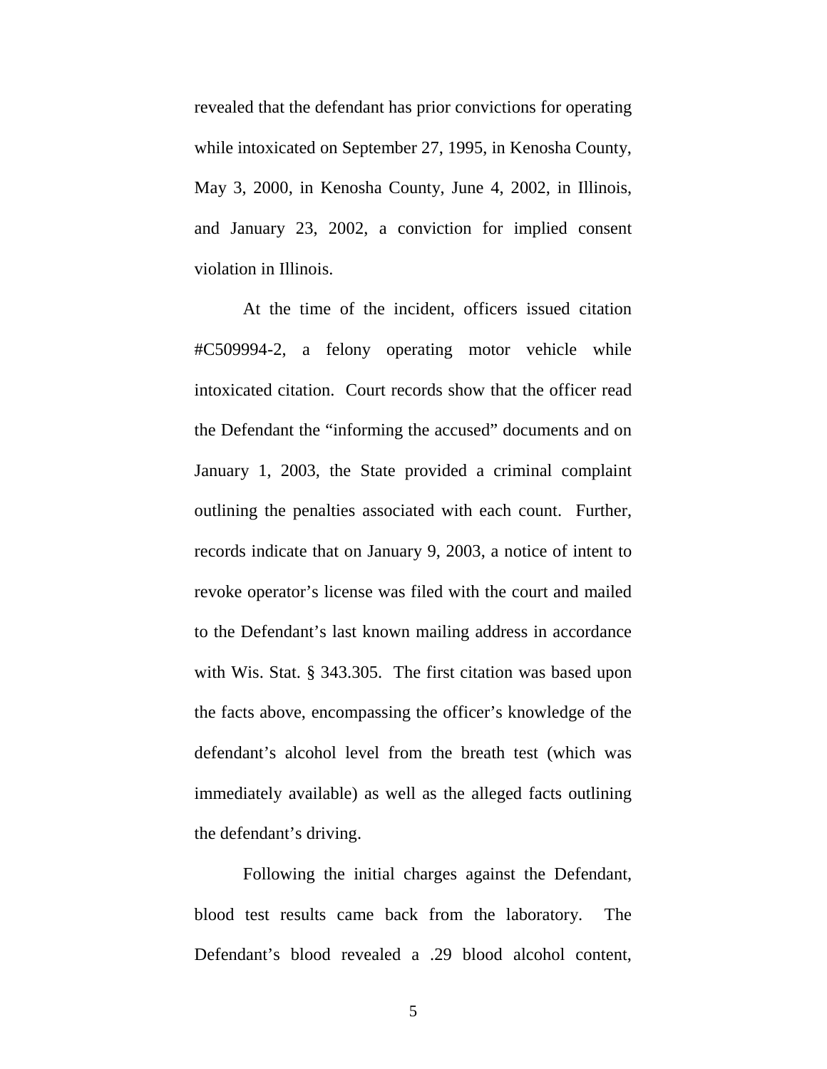revealed that the defendant has prior convictions for operating while intoxicated on September 27, 1995, in Kenosha County, May 3, 2000, in Kenosha County, June 4, 2002, in Illinois, and January 23, 2002, a conviction for implied consent violation in Illinois.

At the time of the incident, officers issued citation #C509994-2, a felony operating motor vehicle while intoxicated citation. Court records show that the officer read the Defendant the "informing the accused" documents and on January 1, 2003, the State provided a criminal complaint outlining the penalties associated with each count. Further, records indicate that on January 9, 2003, a notice of intent to revoke operator's license was filed with the court and mailed to the Defendant's last known mailing address in accordance with Wis. Stat. § 343.305. The first citation was based upon the facts above, encompassing the officer's knowledge of the defendant's alcohol level from the breath test (which was immediately available) as well as the alleged facts outlining the defendant's driving.

Following the initial charges against the Defendant, blood test results came back from the laboratory. The Defendant's blood revealed a .29 blood alcohol content,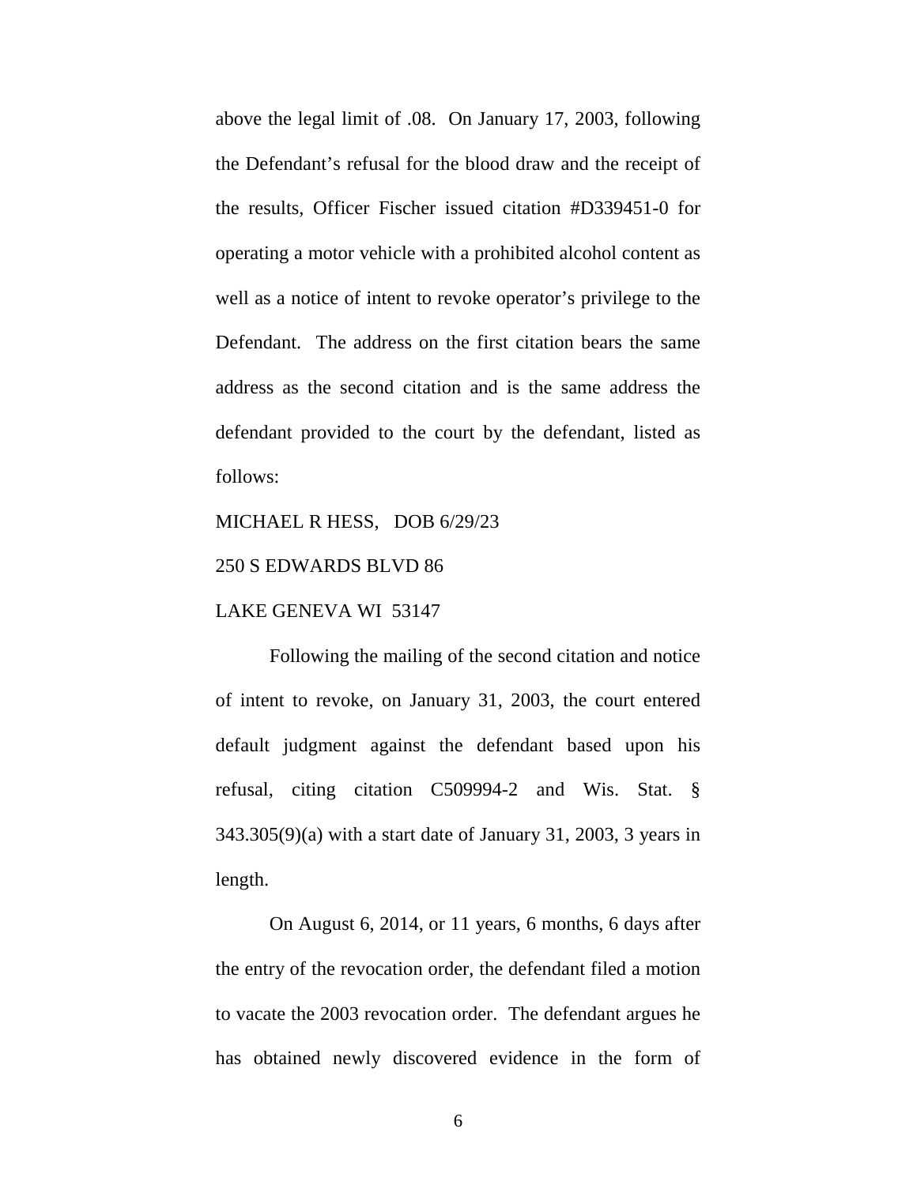above the legal limit of .08. On January 17, 2003, following the Defendant's refusal for the blood draw and the receipt of the results, Officer Fischer issued citation #D339451-0 for operating a motor vehicle with a prohibited alcohol content as well as a notice of intent to revoke operator's privilege to the Defendant. The address on the first citation bears the same address as the second citation and is the same address the defendant provided to the court by the defendant, listed as follows:

MICHAEL R HESS, DOB 6/29/23

250 S EDWARDS BLVD 86

LAKE GENEVA WI 53147

Following the mailing of the second citation and notice of intent to revoke, on January 31, 2003, the court entered default judgment against the defendant based upon his refusal, citing citation C509994-2 and Wis. Stat. § 343.305(9)(a) with a start date of January 31, 2003, 3 years in length.

On August 6, 2014, or 11 years, 6 months, 6 days after the entry of the revocation order, the defendant filed a motion to vacate the 2003 revocation order. The defendant argues he has obtained newly discovered evidence in the form of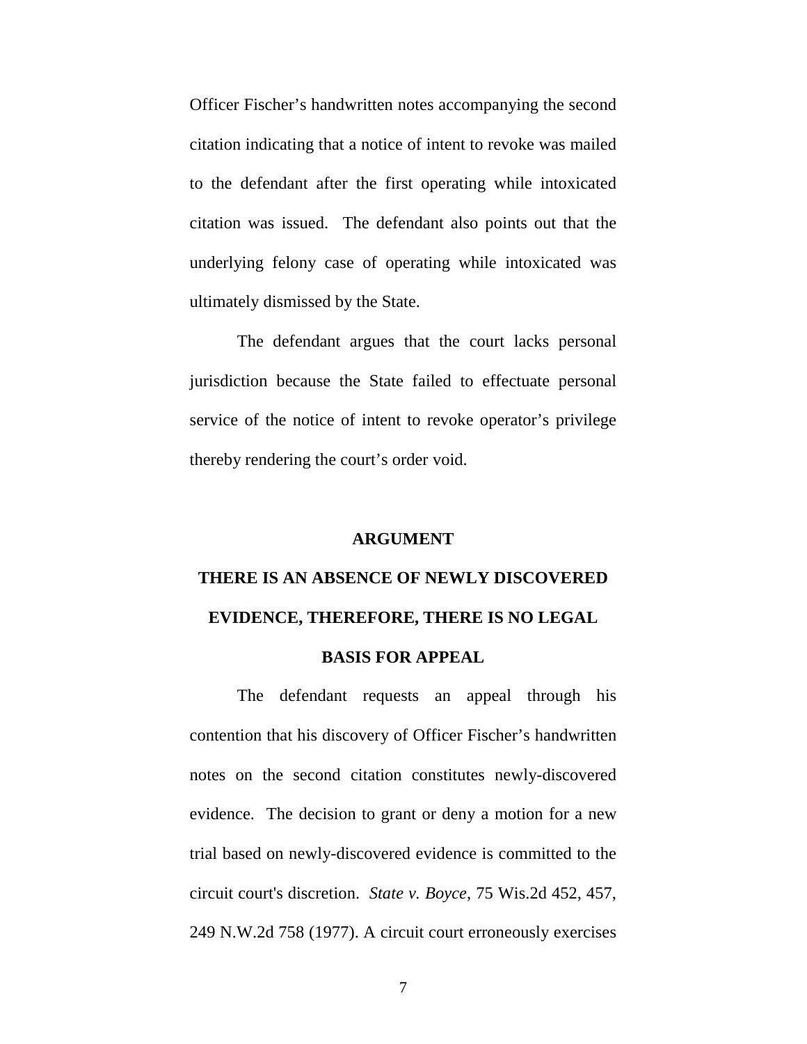Officer Fischer's handwritten notes accompanying the second citation indicating that a notice of intent to revoke was mailed to the defendant after the first operating while intoxicated citation was issued. The defendant also points out that the underlying felony case of operating while intoxicated was ultimately dismissed by the State.

The defendant argues that the court lacks personal jurisdiction because the State failed to effectuate personal service of the notice of intent to revoke operator's privilege thereby rendering the court's order void.

## ARGUMENT

## THERE IS AN ABSENCE OF NEWLY DISCOVERED EVIDENCE, THEREFORE, THERE IS NO LEGAL BASIS FOR APPEAL

The defendant requests an appeal through his contention that his discovery of Officer Fischer's handwritten notes on the second citation constitutes newly-discovered evidence. The decision to grant or deny a motion for a new trial based on newly-discovered evidence is committed to the circuit court's discretion. *State v. Boyce*, 75 Wis.2d 452, 457, 249 N.W.2d 758 (1977). A circuit court erroneously exercises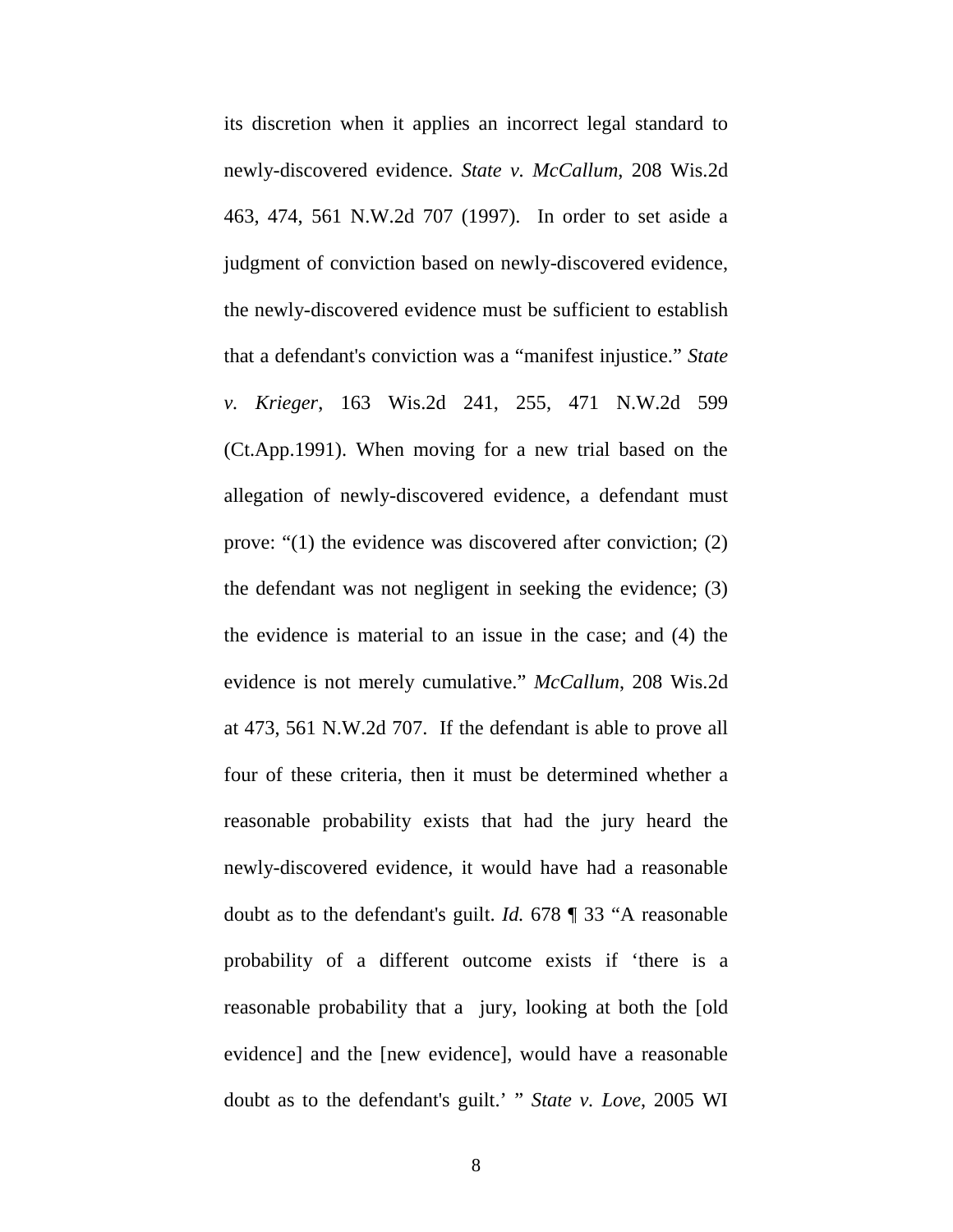its discretion when it applies an incorrect legal standard to newly-discovered evidence. *State v. McCallum*, 208 Wis.2d 463, 474, 561 N.W.2d 707 (1997). In order to set aside a judgment of conviction based on newly-discovered evidence, the newly-discovered evidence must be sufficient to establish that a defendant's conviction was a “manifest injustice.” *State v. Krieger*, 163 Wis.2d 241, 255, 471 N.W.2d 599 (Ct.App.1991). When moving for a new trial based on the allegation of newly-discovered evidence, a defendant must prove: “(1) the evidence was discovered after conviction; (2) the defendant was not negligent in seeking the evidence; (3) the evidence is material to an issue in the case; and (4) the evidence is not merely cumulative.” *McCallum*, 208 Wis.2d at 473, 561 N.W.2d 707. If the defendant is able to prove all four of these criteria, then it must be determined whether a reasonable probability exists that had the jury heard the newly-discovered evidence, it would have had a reasonable doubt as to the defendant's guilt. *Id.* 678 ¶ 33 “A reasonable probability of a different outcome exists if ‘there is a reasonable probability that a jury, looking at both the [old evidence] and the [new evidence], would have a reasonable doubt as to the defendant's guilt.’ ” *State v. Love*, 2005 WI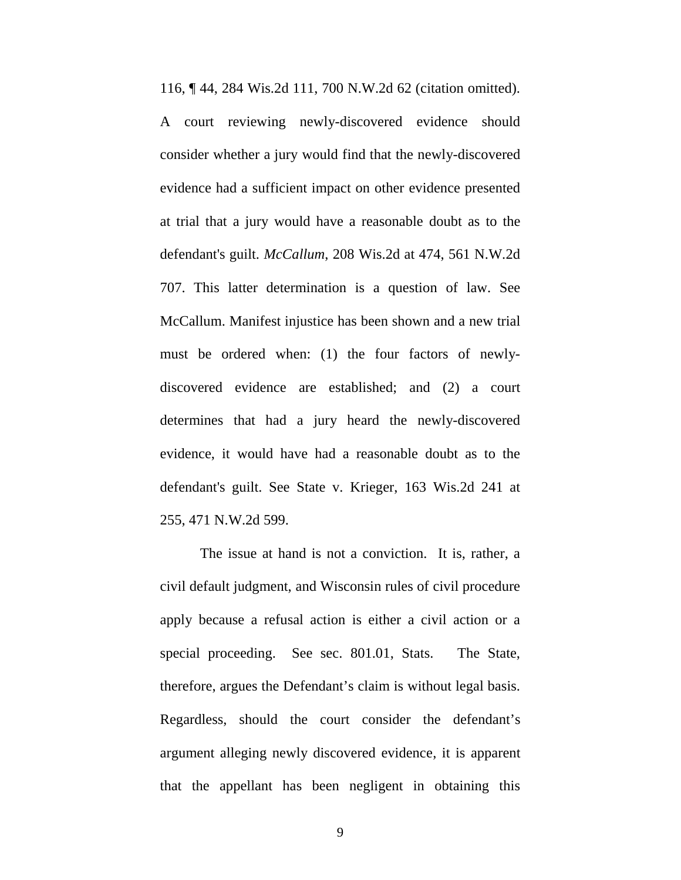116, ¶ 44, 284 Wis.2d 111, 700 N.W.2d 62 (citation omitted). A court reviewing newly-discovered evidence should consider whether a jury would find that the newly-discovered evidence had a sufficient impact on other evidence presented at trial that a jury would have a reasonable doubt as to the defendant's guilt. *McCallum*, 208 Wis.2d at 474, 561 N.W.2d 707. This latter determination is a question of law. See McCallum. Manifest injustice has been shown and a new trial must be ordered when: (1) the four factors of newly-discovered evidence are established; and (2) a court determines that had a jury heard the newly-discovered evidence, it would have had a reasonable doubt as to the defendant's guilt. See State v. Krieger, 163 Wis.2d 241 at 255, 471 N.W.2d 599.

The issue at hand is not a conviction. It is, rather, a civil default judgment, and Wisconsin rules of civil procedure apply because a refusal action is either a civil action or a special proceeding. See sec. 801.01, Stats. The State, therefore, argues the Defendant's claim is without legal basis. Regardless, should the court consider the defendant's argument alleging newly discovered evidence, it is apparent that the appellant has been negligent in obtaining this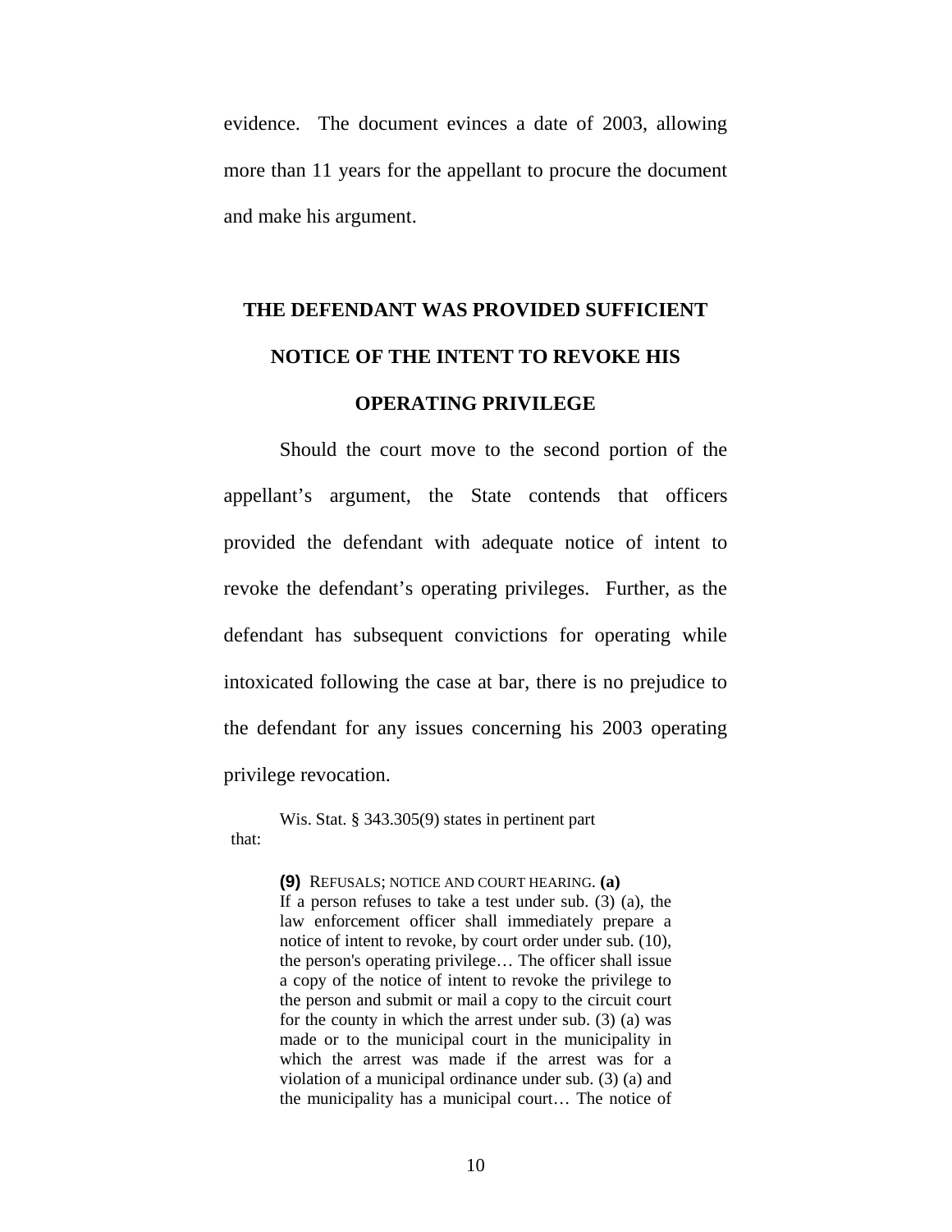evidence. The document evinces a date of 2003, allowing more than 11 years for the appellant to procure the document and make his argument.

## THE DEFENDANT WAS PROVIDED SUFFICIENT NOTICE OF THE INTENT TO REVOKE HIS OPERATING PRIVILEGE

Should the court move to the second portion of the appellant's argument, the State contends that officers provided the defendant with adequate notice of intent to revoke the defendant's operating privileges. Further, as the defendant has subsequent convictions for operating while intoxicated following the case at bar, there is no prejudice to the defendant for any issues concerning his 2003 operating privilege revocation.

Wis. Stat. § 343.305(9) states in pertinent part that:

> **(9)** REFUSALS; NOTICE AND COURT HEARING. **(a)** If a person refuses to take a test under sub. (3) (a), the law enforcement officer shall immediately prepare a notice of intent to revoke, by court order under sub. (10), the person's operating privilege… The officer shall issue a copy of the notice of intent to revoke the privilege to the person and submit or mail a copy to the circuit court for the county in which the arrest under sub. (3) (a) was made or to the municipal court in the municipality in which the arrest was made if the arrest was for a violation of a municipal ordinance under sub. (3) (a) and the municipality has a municipal court… The notice of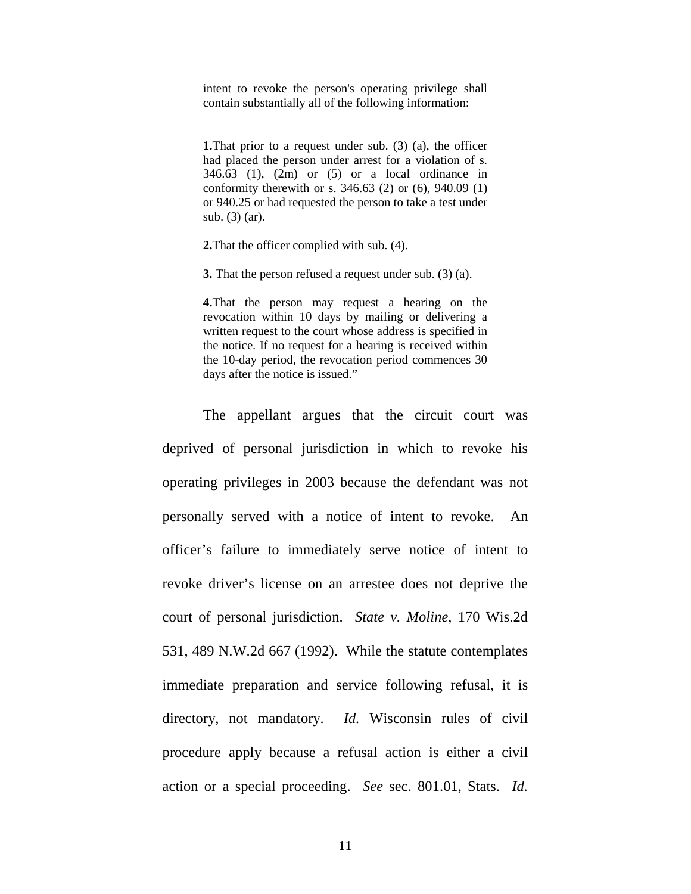> intent to revoke the person's operating privilege shall contain substantially all of the following information:
>
> **1.**That prior to a request under sub. (3) (a), the officer had placed the person under arrest for a violation of s. 346.63 (1), (2m) or (5) or a local ordinance in conformity therewith or s. 346.63 (2) or (6), 940.09 (1) or 940.25 or had requested the person to take a test under sub. (3) (ar).
>
> **2.**That the officer complied with sub. (4).
>
> **3.** That the person refused a request under sub. (3) (a).
>
> **4.**That the person may request a hearing on the revocation within 10 days by mailing or delivering a written request to the court whose address is specified in the notice. If no request for a hearing is received within the 10-day period, the revocation period commences 30 days after the notice is issued."

The appellant argues that the circuit court was deprived of personal jurisdiction in which to revoke his operating privileges in 2003 because the defendant was not personally served with a notice of intent to revoke. An officer's failure to immediately serve notice of intent to revoke driver's license on an arrestee does not deprive the court of personal jurisdiction. *State v. Moline*, 170 Wis.2d 531, 489 N.W.2d 667 (1992). While the statute contemplates immediate preparation and service following refusal, it is directory, not mandatory. *Id.* Wisconsin rules of civil procedure apply because a refusal action is either a civil action or a special proceeding. *See* sec. 801.01, Stats. *Id.*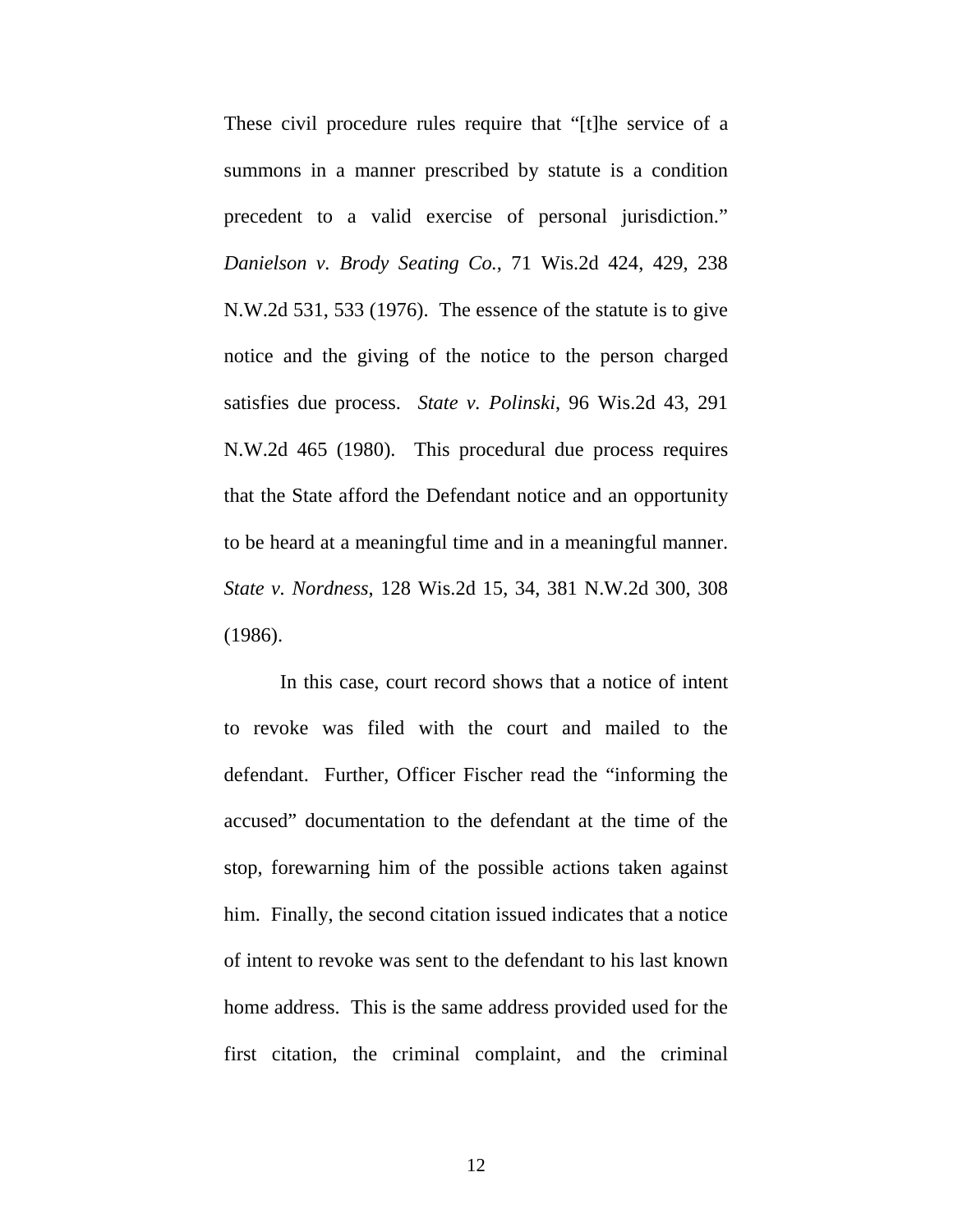These civil procedure rules require that "[t]he service of a summons in a manner prescribed by statute is a condition precedent to a valid exercise of personal jurisdiction." *Danielson v. Brody Seating Co.*, 71 Wis.2d 424, 429, 238 N.W.2d 531, 533 (1976). The essence of the statute is to give notice and the giving of the notice to the person charged satisfies due process. *State v. Polinski*, 96 Wis.2d 43, 291 N.W.2d 465 (1980). This procedural due process requires that the State afford the Defendant notice and an opportunity to be heard at a meaningful time and in a meaningful manner. *State v. Nordness*, 128 Wis.2d 15, 34, 381 N.W.2d 300, 308 (1986).

In this case, court record shows that a notice of intent to revoke was filed with the court and mailed to the defendant. Further, Officer Fischer read the "informing the accused" documentation to the defendant at the time of the stop, forewarning him of the possible actions taken against him. Finally, the second citation issued indicates that a notice of intent to revoke was sent to the defendant to his last known home address. This is the same address provided used for the first citation, the criminal complaint, and the criminal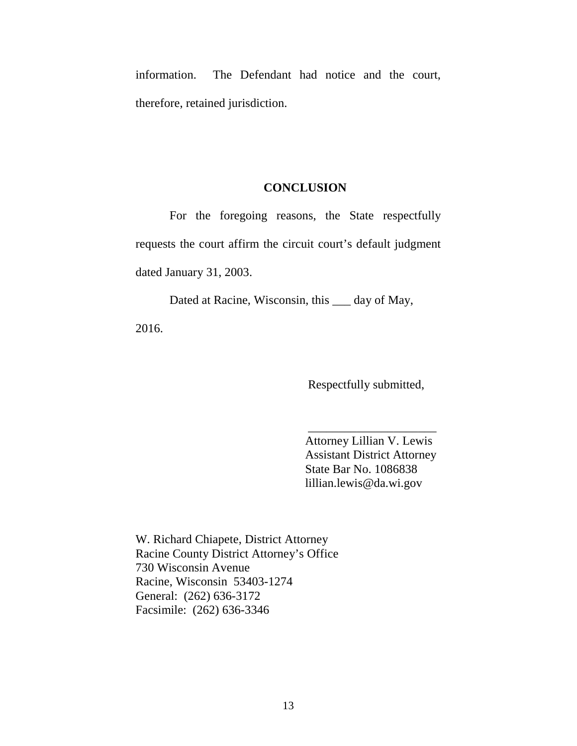information. The Defendant had notice and the court, therefore, retained jurisdiction.

## CONCLUSION

For the foregoing reasons, the State respectfully requests the court affirm the circuit court's default judgment dated January 31, 2003.

Dated at Racine, Wisconsin, this ___ day of May, 2016.

Respectfully submitted,

_____________________
Attorney Lillian V. Lewis
Assistant District Attorney
State Bar No. 1086838
lillian.lewis@da.wi.gov

W. Richard Chiapete, District Attorney
Racine County District Attorney's Office
730 Wisconsin Avenue
Racine, Wisconsin 53403-1274
General: (262) 636-3172
Facsimile: (262) 636-3346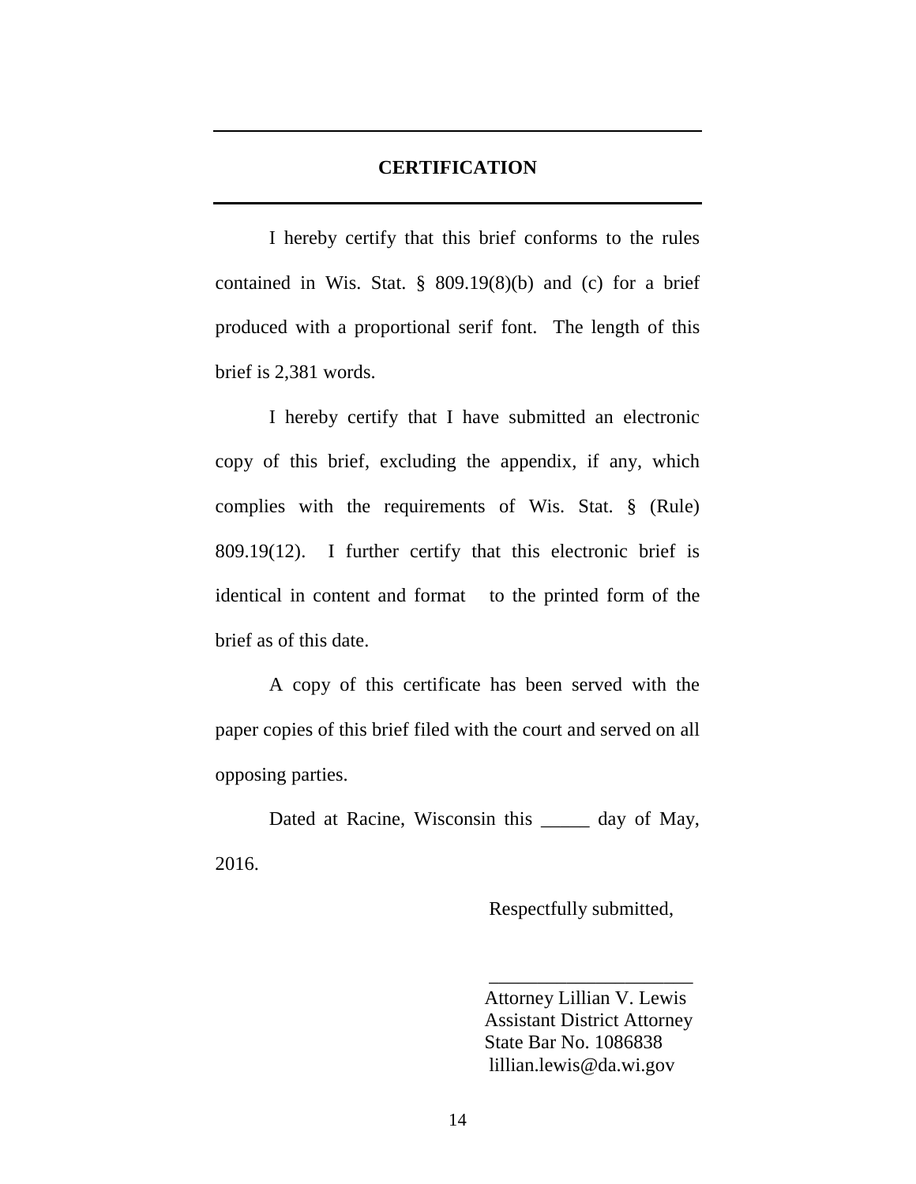## CERTIFICATION

I hereby certify that this brief conforms to the rules contained in Wis. Stat. § 809.19(8)(b) and (c) for a brief produced with a proportional serif font. The length of this brief is 2,381 words.

I hereby certify that I have submitted an electronic copy of this brief, excluding the appendix, if any, which complies with the requirements of Wis. Stat. § (Rule) 809.19(12). I further certify that this electronic brief is identical in content and format to the printed form of the brief as of this date.

A copy of this certificate has been served with the paper copies of this brief filed with the court and served on all opposing parties.

Dated at Racine, Wisconsin this _____ day of May, 2016.

Respectfully submitted,

_____________________

Attorney Lillian V. Lewis
Assistant District Attorney
State Bar No. 1086838
lillian.lewis@da.wi.gov